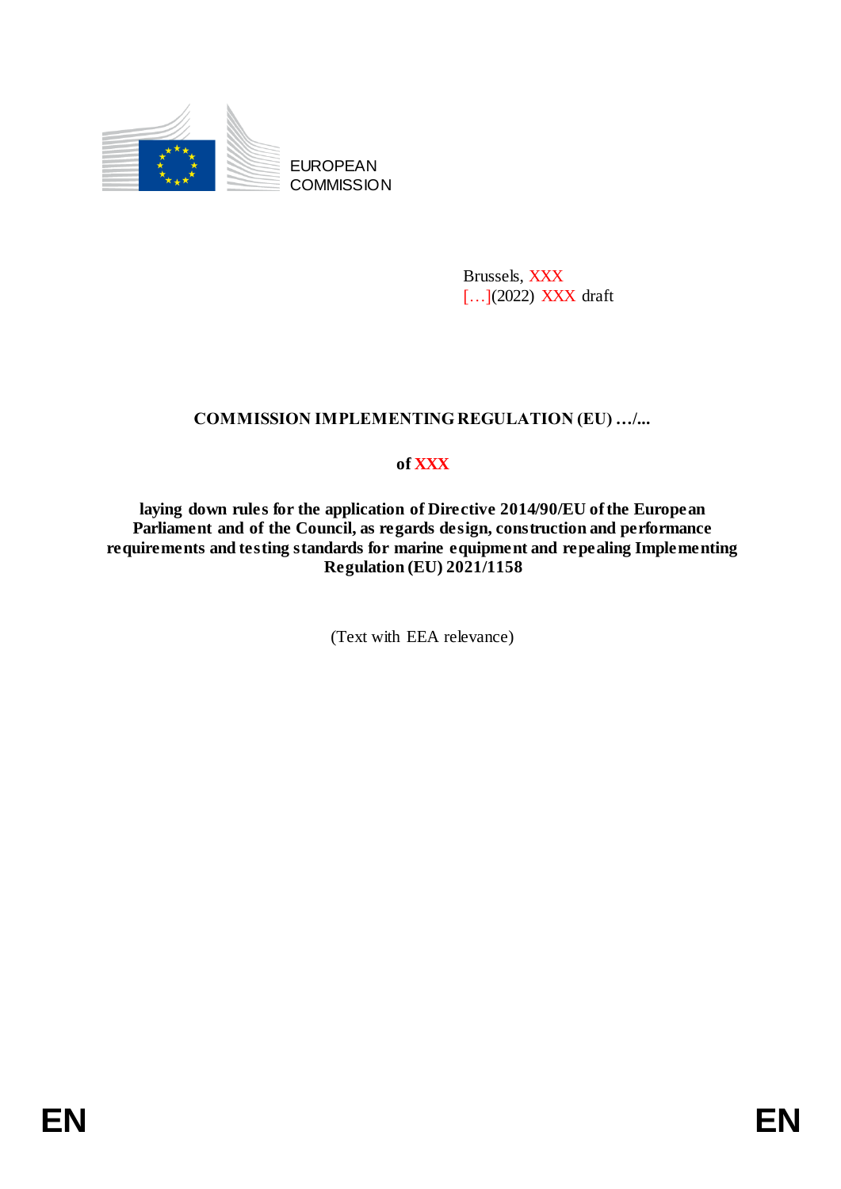EUROPEAN COMMISSION

Brussels, XXX
[…](2022) XXX draft

**COMMISSION IMPLEMENTING REGULATION (EU) …/...**

**of XXX**

**laying down rules for the application of Directive 2014/90/EU of the European Parliament and of the Council, as regards design, construction and performance requirements and testing standards for marine equipment and repealing Implementing Regulation (EU) 2021/1158**

(Text with EEA relevance)

EN EN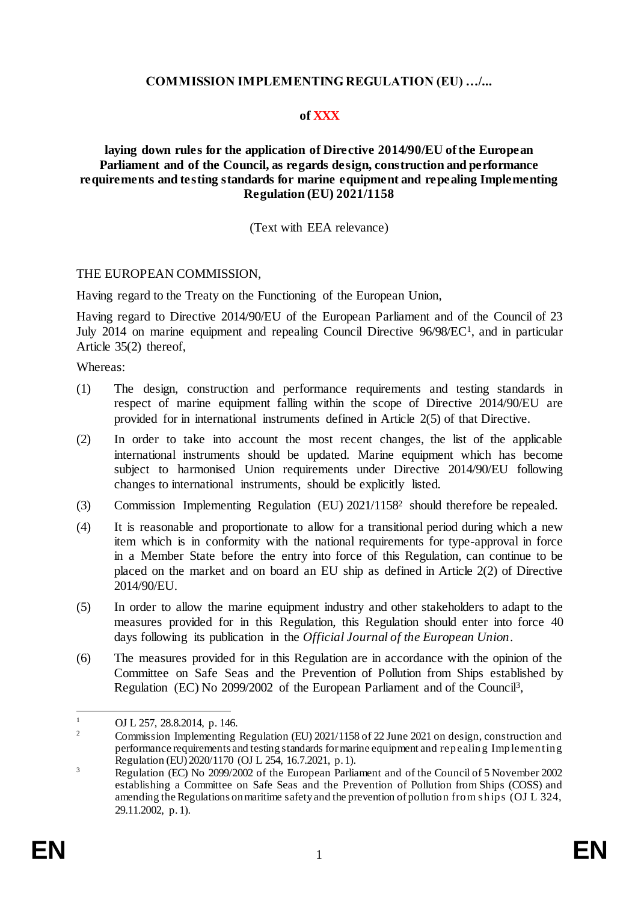**COMMISSION IMPLEMENTING REGULATION (EU) …/...**

**of XXX**

**laying down rules for the application of Directive 2014/90/EU of the European Parliament and of the Council, as regards design, construction and performance requirements and testing standards for marine equipment and repealing Implementing Regulation (EU) 2021/1158**

(Text with EEA relevance)

THE EUROPEAN COMMISSION,

Having regard to the Treaty on the Functioning of the European Union,

Having regard to Directive 2014/90/EU of the European Parliament and of the Council of 23 July 2014 on marine equipment and repealing Council Directive 96/98/EC[1], and in particular Article 35(2) thereof,

Whereas:

(1) The design, construction and performance requirements and testing standards in respect of marine equipment falling within the scope of Directive 2014/90/EU are provided for in international instruments defined in Article 2(5) of that Directive.

(2) In order to take into account the most recent changes, the list of the applicable international instruments should be updated. Marine equipment which has become subject to harmonised Union requirements under Directive 2014/90/EU following changes to international instruments, should be explicitly listed.

(3) Commission Implementing Regulation (EU) 2021/1158[2] should therefore be repealed.

(4) It is reasonable and proportionate to allow for a transitional period during which a new item which is in conformity with the national requirements for type-approval in force in a Member State before the entry into force of this Regulation, can continue to be placed on the market and on board an EU ship as defined in Article 2(2) of Directive 2014/90/EU.

(5) In order to allow the marine equipment industry and other stakeholders to adapt to the measures provided for in this Regulation, this Regulation should enter into force 40 days following its publication in the *Official Journal of the European Union*.

(6) The measures provided for in this Regulation are in accordance with the opinion of the Committee on Safe Seas and the Prevention of Pollution from Ships established by Regulation (EC) No 2099/2002 of the European Parliament and of the Council[3],

---

[1] OJ L 257, 28.8.2014, p. 146.

[2] Commission Implementing Regulation (EU) 2021/1158 of 22 June 2021 on design, construction and performance requirements and testing standards for marine equipment and repealing Implementing Regulation (EU) 2020/1170 (OJ L 254, 16.7.2021, p. 1).

[3] Regulation (EC) No 2099/2002 of the European Parliament and of the Council of 5 November 2002 establishing a Committee on Safe Seas and the Prevention of Pollution from Ships (COSS) and amending the Regulations on maritime safety and the prevention of pollution from ships (OJ L 324, 29.11.2002, p. 1).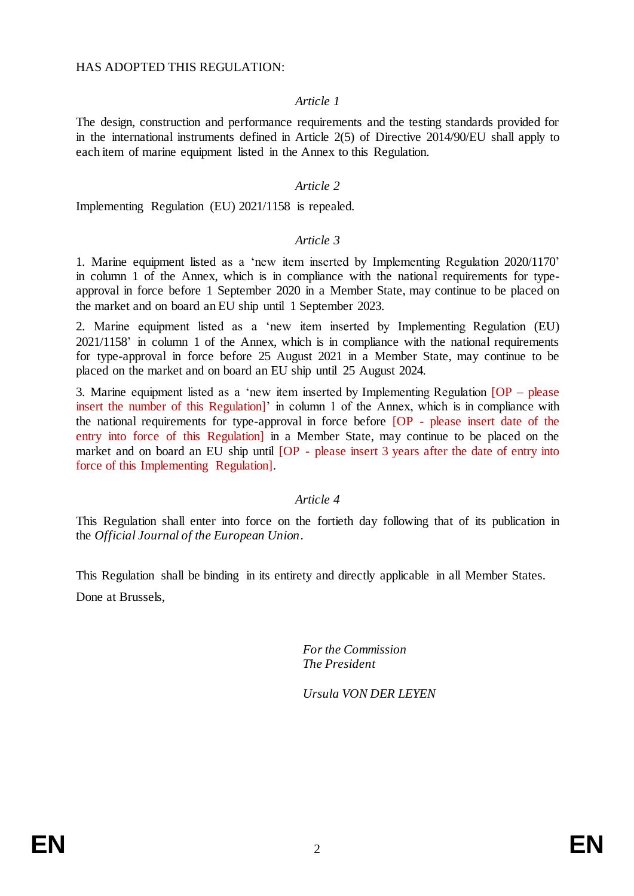HAS ADOPTED THIS REGULATION:

*Article 1*

The design, construction and performance requirements and the testing standards provided for in the international instruments defined in Article 2(5) of Directive 2014/90/EU shall apply to each item of marine equipment listed in the Annex to this Regulation.

*Article 2*

Implementing Regulation (EU) 2021/1158 is repealed.

*Article 3*

1. Marine equipment listed as a 'new item inserted by Implementing Regulation 2020/1170' in column 1 of the Annex, which is in compliance with the national requirements for type-approval in force before 1 September 2020 in a Member State, may continue to be placed on the market and on board an EU ship until 1 September 2023.

2. Marine equipment listed as a 'new item inserted by Implementing Regulation (EU) 2021/1158' in column 1 of the Annex, which is in compliance with the national requirements for type-approval in force before 25 August 2021 in a Member State, may continue to be placed on the market and on board an EU ship until 25 August 2024.

3. Marine equipment listed as a 'new item inserted by Implementing Regulation [OP – please insert the number of this Regulation]' in column 1 of the Annex, which is in compliance with the national requirements for type-approval in force before [OP - please insert date of the entry into force of this Regulation] in a Member State, may continue to be placed on the market and on board an EU ship until [OP - please insert 3 years after the date of entry into force of this Implementing Regulation].

*Article 4*

This Regulation shall enter into force on the fortieth day following that of its publication in the *Official Journal of the European Union*.

This Regulation shall be binding in its entirety and directly applicable in all Member States.

Done at Brussels,

*For the Commission*
*The President*

*Ursula VON DER LEYEN*